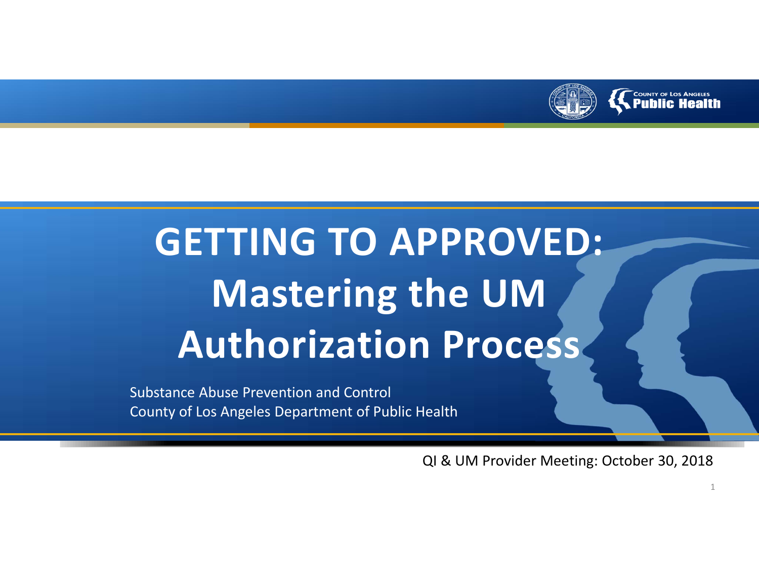# GETTING TO APPROVED: Mastering the UM Authorization Process

Substance Abuse Prevention and Control
County of Los Angeles Department of Public Health

QI & UM Provider Meeting: October 30, 2018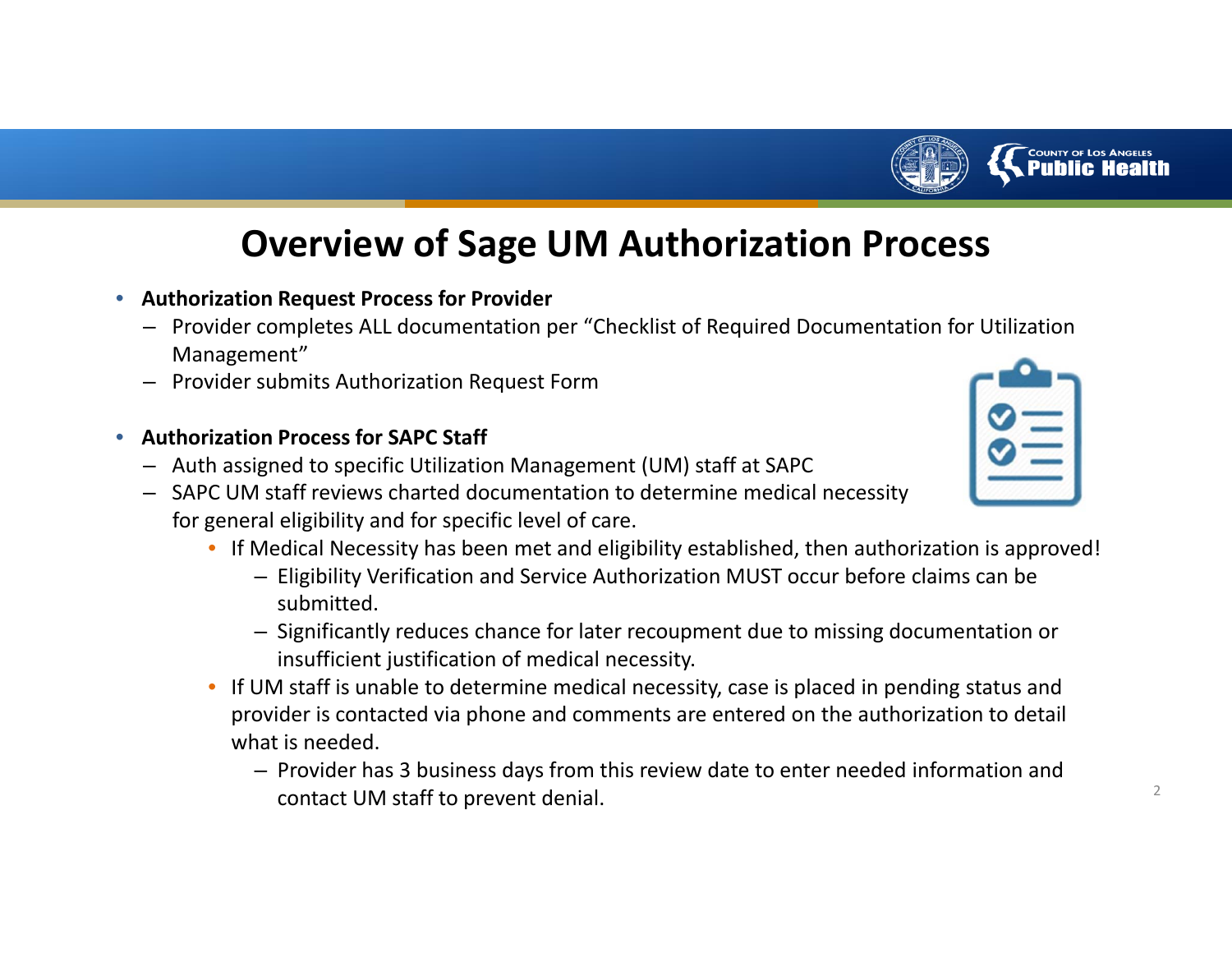# Overview of Sage UM Authorization Process

- **Authorization Request Process for Provider**
  - Provider completes ALL documentation per "Checklist of Required Documentation for Utilization Management"
  - Provider submits Authorization Request Form

- **Authorization Process for SAPC Staff**
  - Auth assigned to specific Utilization Management (UM) staff at SAPC
  - SAPC UM staff reviews charted documentation to determine medical necessity for general eligibility and for specific level of care.
    - If Medical Necessity has been met and eligibility established, then authorization is approved!
      - Eligibility Verification and Service Authorization MUST occur before claims can be submitted.
      - Significantly reduces chance for later recoupment due to missing documentation or insufficient justification of medical necessity.
    - If UM staff is unable to determine medical necessity, case is placed in pending status and provider is contacted via phone and comments are entered on the authorization to detail what is needed.
      - Provider has 3 business days from this review date to enter needed information and contact UM staff to prevent denial.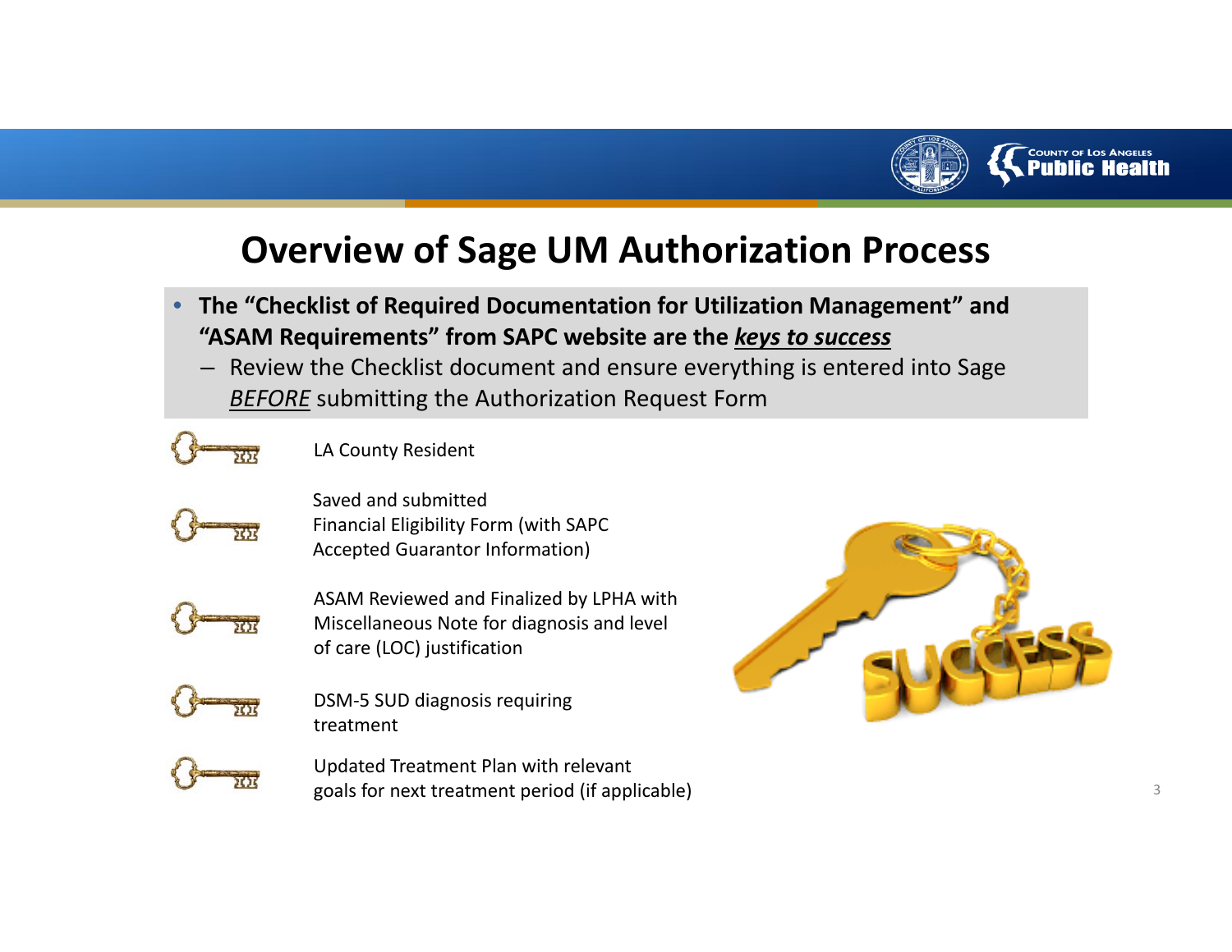# Overview of Sage UM Authorization Process

- **The "Checklist of Required Documentation for Utilization Management" and "ASAM Requirements" from SAPC website are the *<u>keys to success</u>***
  - Review the Checklist document and ensure everything is entered into Sage *<u>BEFORE</u>* submitting the Authorization Request Form

- LA County Resident
- Saved and submitted Financial Eligibility Form (with SAPC Accepted Guarantor Information)
- ASAM Reviewed and Finalized by LPHA with Miscellaneous Note for diagnosis and level of care (LOC) justification
- DSM-5 SUD diagnosis requiring treatment
- Updated Treatment Plan with relevant goals for next treatment period (if applicable)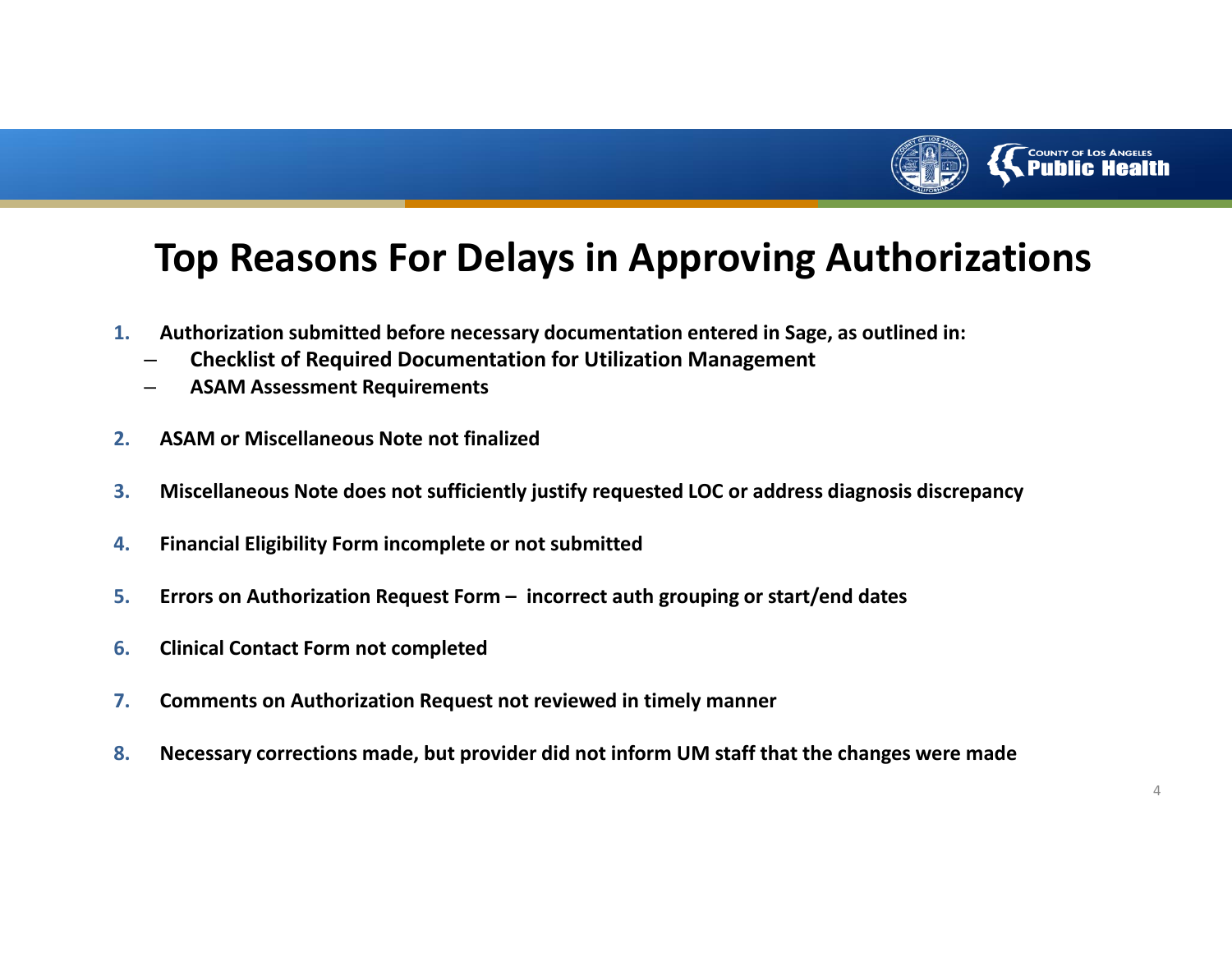# Top Reasons For Delays in Approving Authorizations

1. **Authorization submitted before necessary documentation entered in Sage, as outlined in:**
   - **Checklist of Required Documentation for Utilization Management**
   - **ASAM Assessment Requirements**
2. **ASAM or Miscellaneous Note not finalized**
3. **Miscellaneous Note does not sufficiently justify requested LOC or address diagnosis discrepancy**
4. **Financial Eligibility Form incomplete or not submitted**
5. **Errors on Authorization Request Form – incorrect auth grouping or start/end dates**
6. **Clinical Contact Form not completed**
7. **Comments on Authorization Request not reviewed in timely manner**
8. **Necessary corrections made, but provider did not inform UM staff that the changes were made**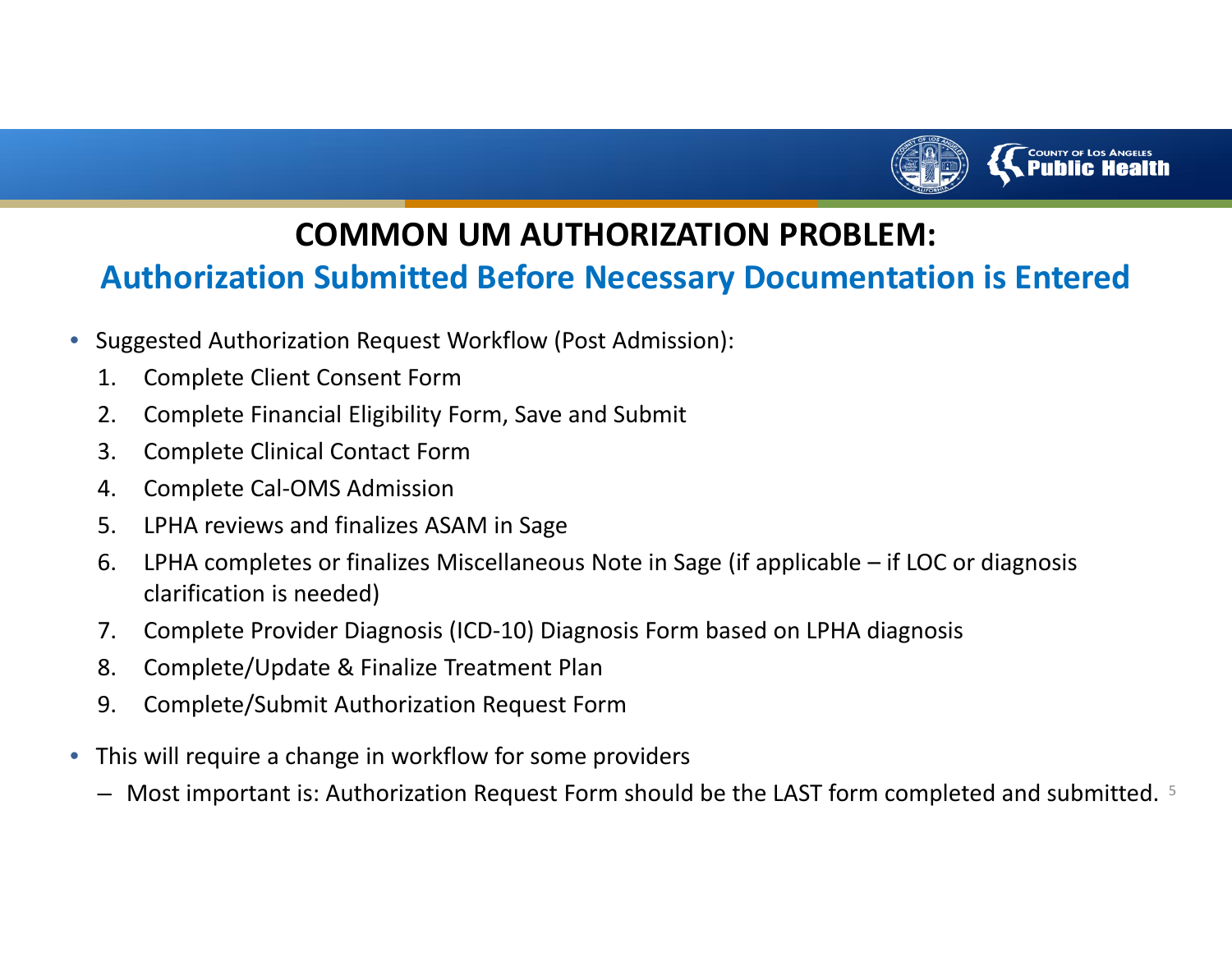# COMMON UM AUTHORIZATION PROBLEM:

## Authorization Submitted Before Necessary Documentation is Entered

- Suggested Authorization Request Workflow (Post Admission):
  1. Complete Client Consent Form
  2. Complete Financial Eligibility Form, Save and Submit
  3. Complete Clinical Contact Form
  4. Complete Cal-OMS Admission
  5. LPHA reviews and finalizes ASAM in Sage
  6. LPHA completes or finalizes Miscellaneous Note in Sage (if applicable – if LOC or diagnosis clarification is needed)
  7. Complete Provider Diagnosis (ICD-10) Diagnosis Form based on LPHA diagnosis
  8. Complete/Update & Finalize Treatment Plan
  9. Complete/Submit Authorization Request Form
- This will require a change in workflow for some providers
  - Most important is: Authorization Request Form should be the LAST form completed and submitted.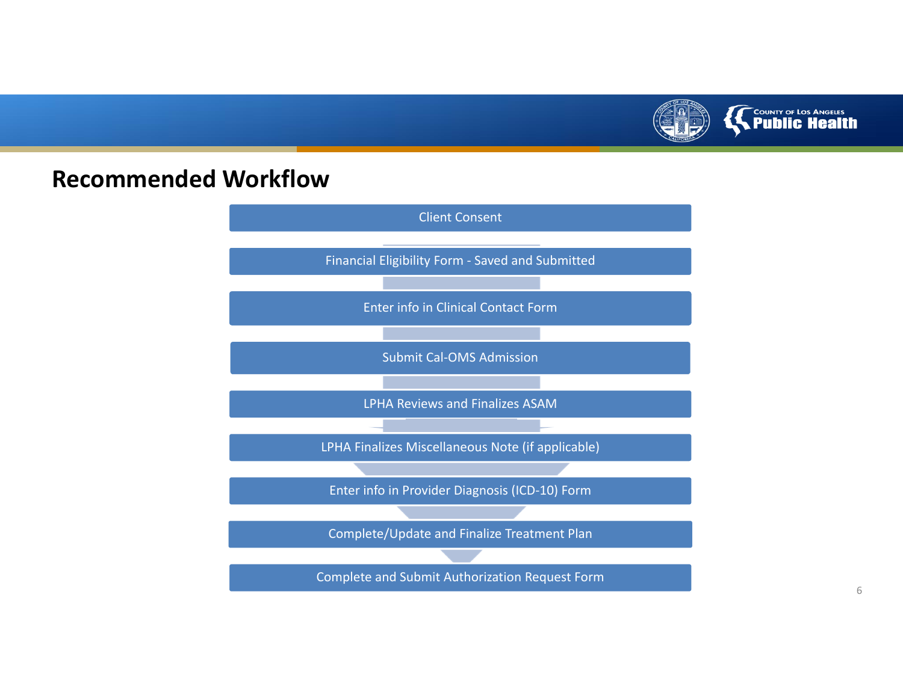## Recommended Workflow

1. Client Consent
2. Financial Eligibility Form - Saved and Submitted
3. Enter info in Clinical Contact Form
4. Submit Cal-OMS Admission
5. LPHA Reviews and Finalizes ASAM
6. LPHA Finalizes Miscellaneous Note (if applicable)
7. Enter info in Provider Diagnosis (ICD-10) Form
8. Complete/Update and Finalize Treatment Plan
9. Complete and Submit Authorization Request Form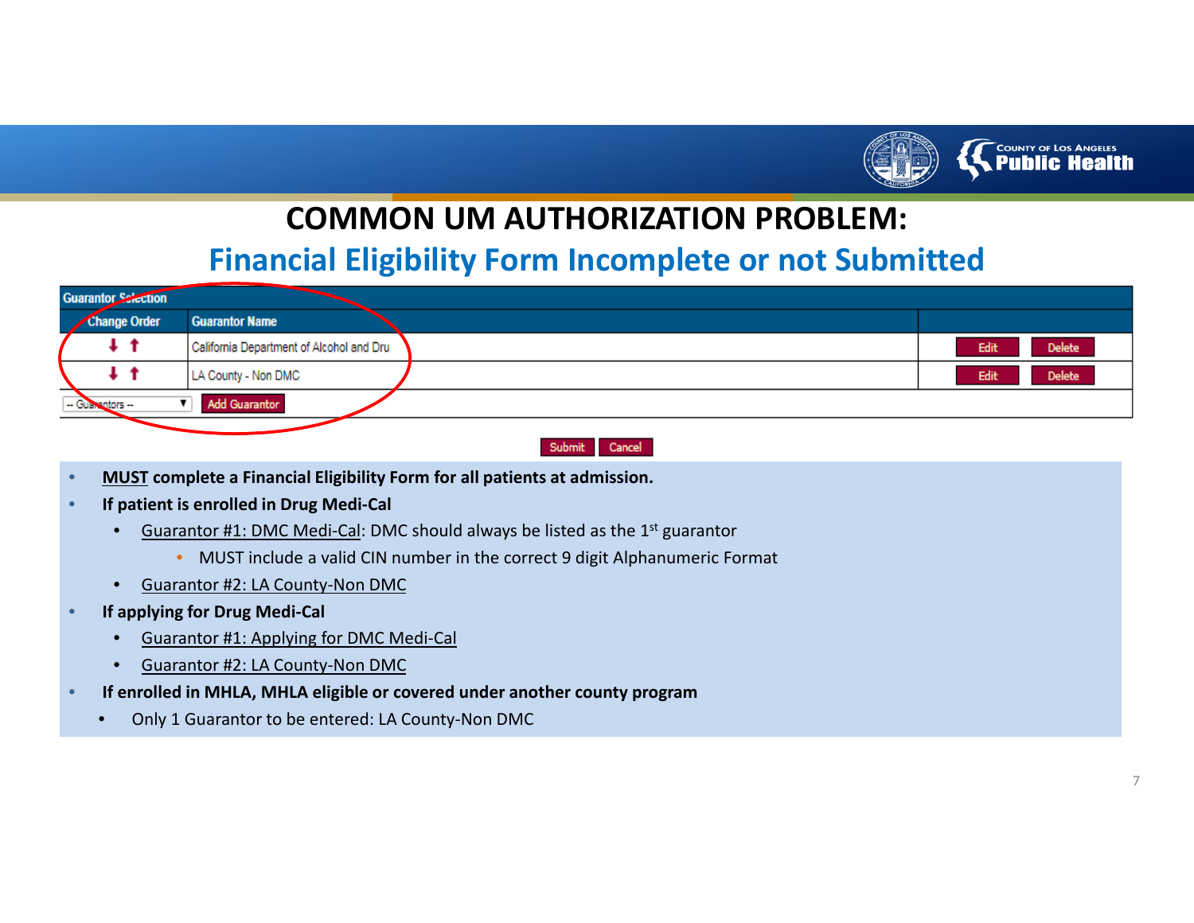# COMMON UM AUTHORIZATION PROBLEM:

## Financial Eligibility Form Incomplete or not Submitted

| Guarantor Selection | | |
|---|---|---|
| Change Order | Guarantor Name | |
| ↓ ↑ | California Department of Alcohol and Dru | Edit Delete |
| ↓ ↑ | LA County - Non DMC | Edit Delete |
| -- Guarantors -- ▼ Add Guarantor | | |

Submit Cancel

- **MUST complete a Financial Eligibility Form for all patients at admission.**
- **If patient is enrolled in Drug Medi-Cal**
  - Guarantor #1: DMC Medi-Cal: DMC should always be listed as the 1st guarantor
    - MUST include a valid CIN number in the correct 9 digit Alphanumeric Format
  - Guarantor #2: LA County-Non DMC
- **If applying for Drug Medi-Cal**
  - Guarantor #1: Applying for DMC Medi-Cal
  - Guarantor #2: LA County-Non DMC
- **If enrolled in MHLA, MHLA eligible or covered under another county program**
  - Only 1 Guarantor to be entered: LA County-Non DMC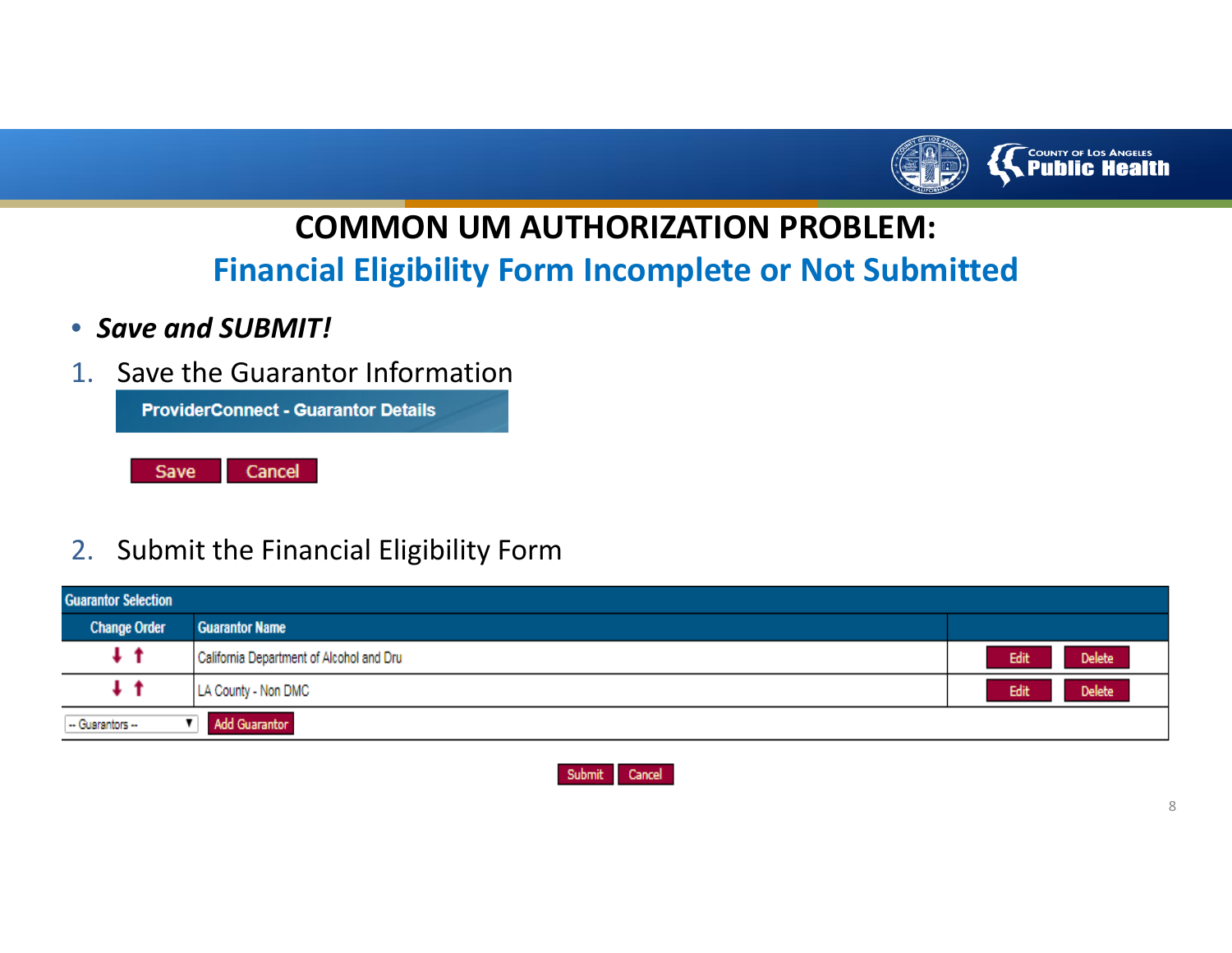# COMMON UM AUTHORIZATION PROBLEM:

## Financial Eligibility Form Incomplete or Not Submitted

- ***Save and SUBMIT!***

1. Save the Guarantor Information

**ProviderConnect - Guarantor Details**

Save | Cancel

2. Submit the Financial Eligibility Form

| Guarantor Selection | | |
|---|---|---|
| Change Order | Guarantor Name | |
| ↓ ↑ | California Department of Alcohol and Dru | Edit Delete |
| ↓ ↑ | LA County - Non DMC | Edit Delete |
| -- Guarantors -- | Add Guarantor | |

Submit | Cancel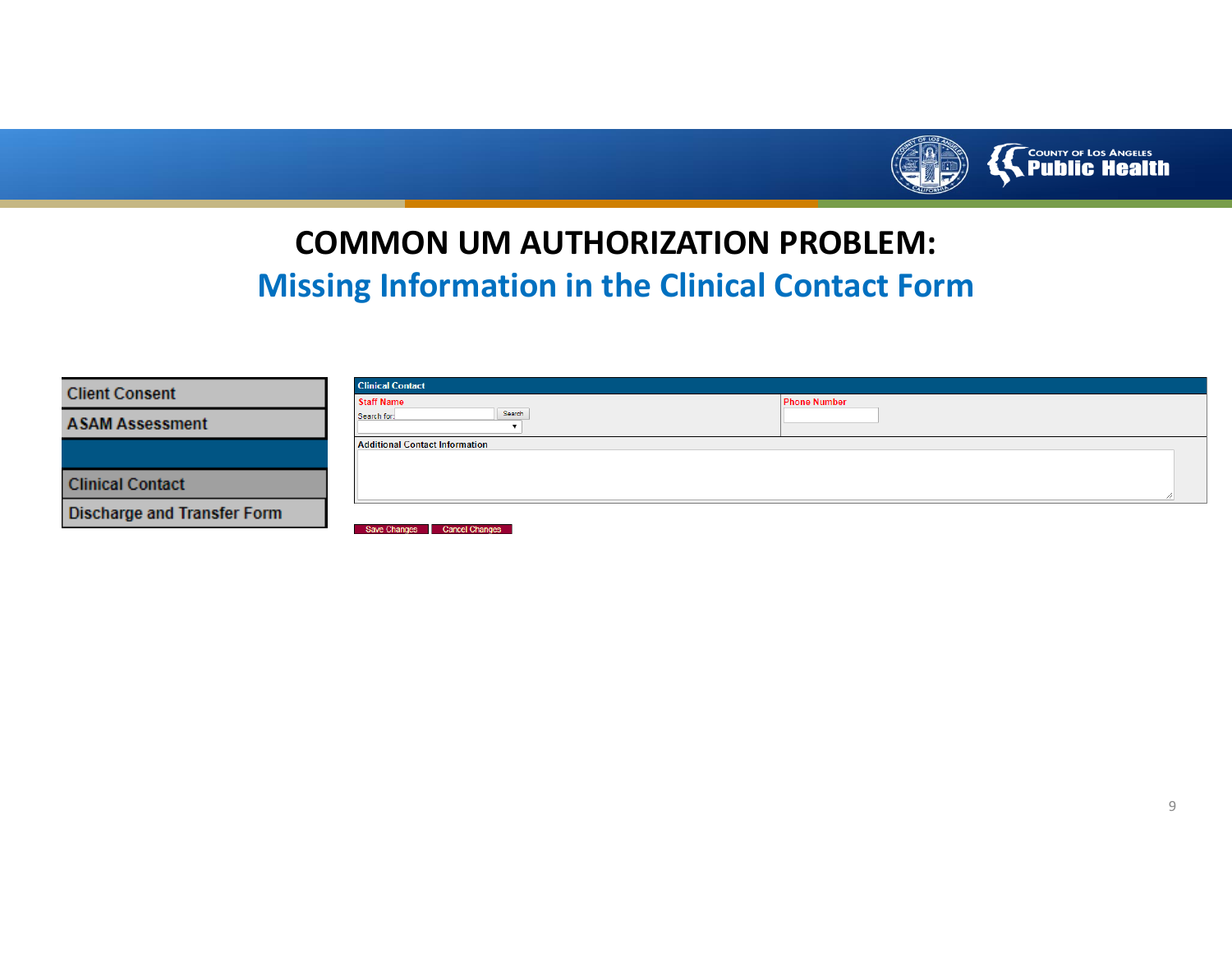# COMMON UM AUTHORIZATION PROBLEM:

## Missing Information in the Clinical Contact Form

- Client Consent
- ASAM Assessment
- Clinical Contact
- Discharge and Transfer Form

**Clinical Contact**

| Staff Name | Phone Number |
|---|---|
| Search for: [ ] Search | |

Additional Contact Information

Save Changes | Cancel Changes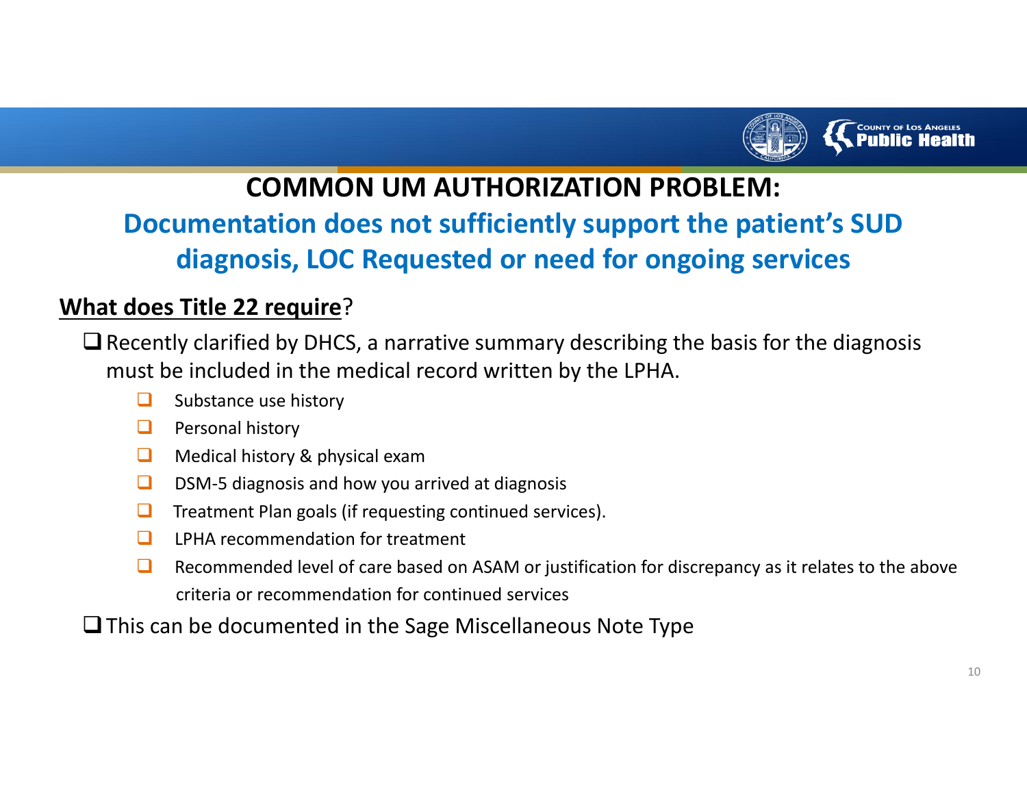# COMMON UM AUTHORIZATION PROBLEM:

## Documentation does not sufficiently support the patient's SUD diagnosis, LOC Requested or need for ongoing services

**What does Title 22 require**?

- Recently clarified by DHCS, a narrative summary describing the basis for the diagnosis must be included in the medical record written by the LPHA.
  - Substance use history
  - Personal history
  - Medical history & physical exam
  - DSM-5 diagnosis and how you arrived at diagnosis
  - Treatment Plan goals (if requesting continued services).
  - LPHA recommendation for treatment
  - Recommended level of care based on ASAM or justification for discrepancy as it relates to the above criteria or recommendation for continued services
- This can be documented in the Sage Miscellaneous Note Type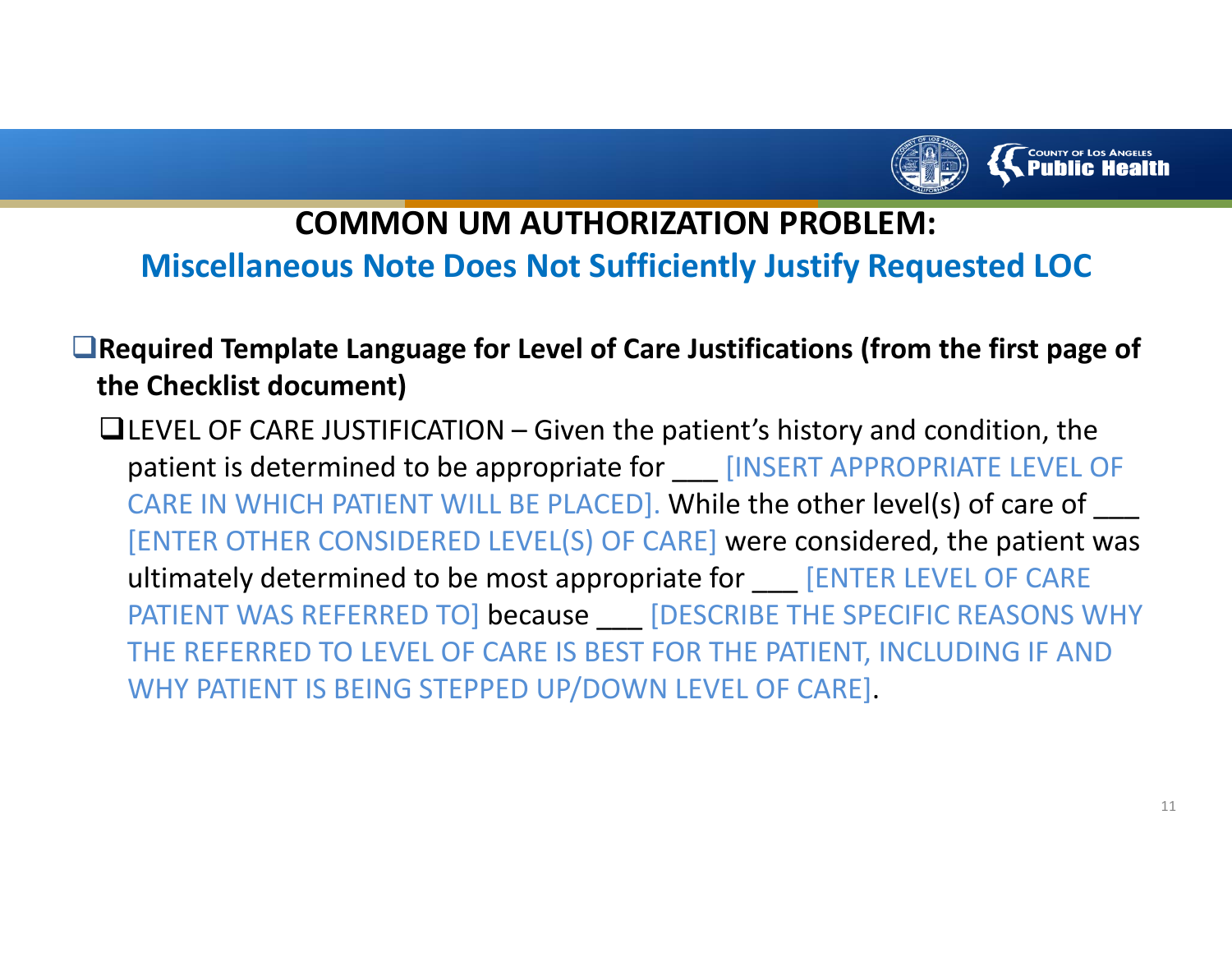# COMMON UM AUTHORIZATION PROBLEM:

## Miscellaneous Note Does Not Sufficiently Justify Requested LOC

- **Required Template Language for Level of Care Justifications (from the first page of the Checklist document)**
  - LEVEL OF CARE JUSTIFICATION – Given the patient's history and condition, the patient is determined to be appropriate for ___ [INSERT APPROPRIATE LEVEL OF CARE IN WHICH PATIENT WILL BE PLACED]. While the other level(s) of care of ___ [ENTER OTHER CONSIDERED LEVEL(S) OF CARE] were considered, the patient was ultimately determined to be most appropriate for ___ [ENTER LEVEL OF CARE PATIENT WAS REFERRED TO] because ___ [DESCRIBE THE SPECIFIC REASONS WHY THE REFERRED TO LEVEL OF CARE IS BEST FOR THE PATIENT, INCLUDING IF AND WHY PATIENT IS BEING STEPPED UP/DOWN LEVEL OF CARE].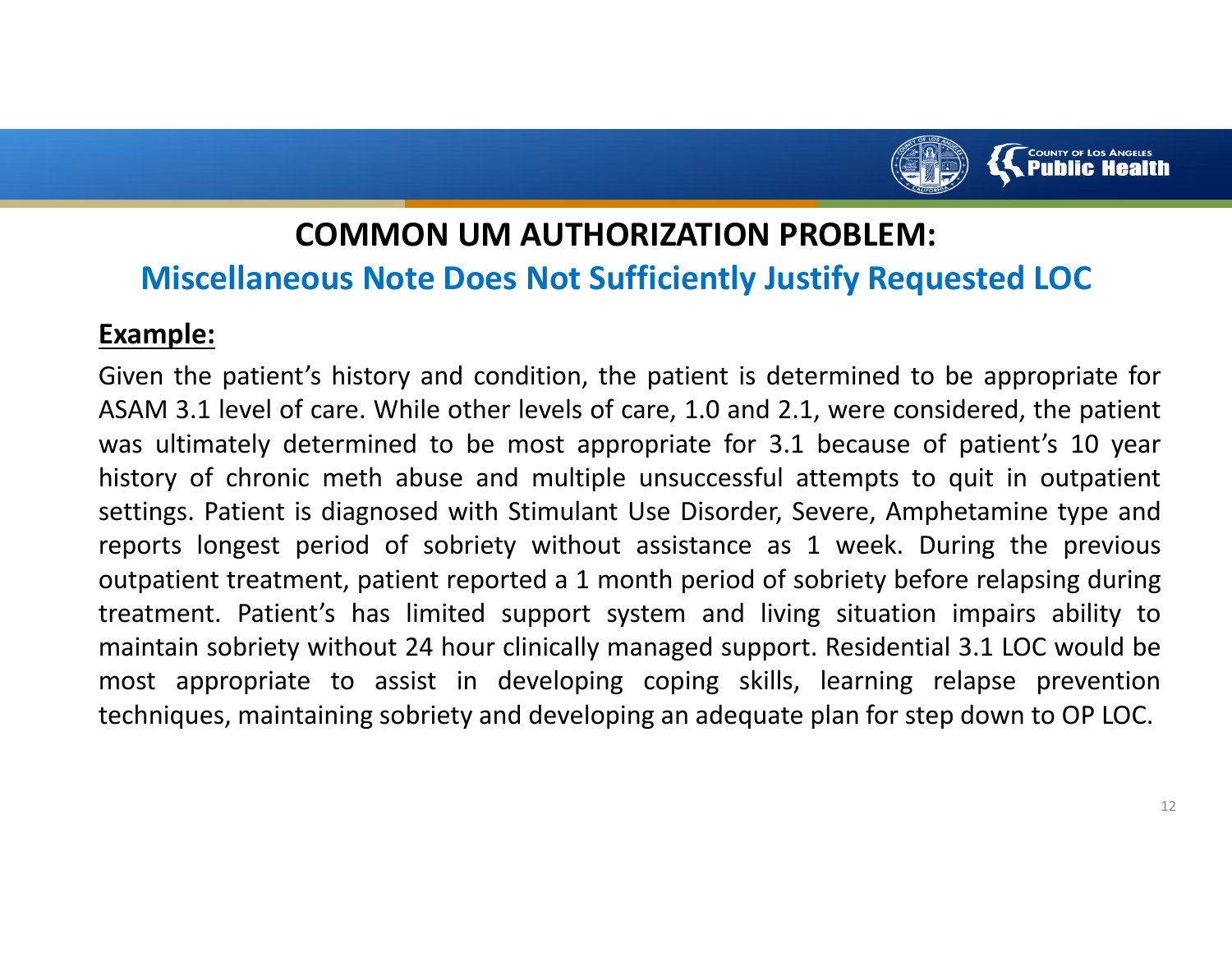# COMMON UM AUTHORIZATION PROBLEM:

## Miscellaneous Note Does Not Sufficiently Justify Requested LOC

**Example:**

Given the patient's history and condition, the patient is determined to be appropriate for ASAM 3.1 level of care. While other levels of care, 1.0 and 2.1, were considered, the patient was ultimately determined to be most appropriate for 3.1 because of patient's 10 year history of chronic meth abuse and multiple unsuccessful attempts to quit in outpatient settings. Patient is diagnosed with Stimulant Use Disorder, Severe, Amphetamine type and reports longest period of sobriety without assistance as 1 week. During the previous outpatient treatment, patient reported a 1 month period of sobriety before relapsing during treatment. Patient's has limited support system and living situation impairs ability to maintain sobriety without 24 hour clinically managed support. Residential 3.1 LOC would be most appropriate to assist in developing coping skills, learning relapse prevention techniques, maintaining sobriety and developing an adequate plan for step down to OP LOC.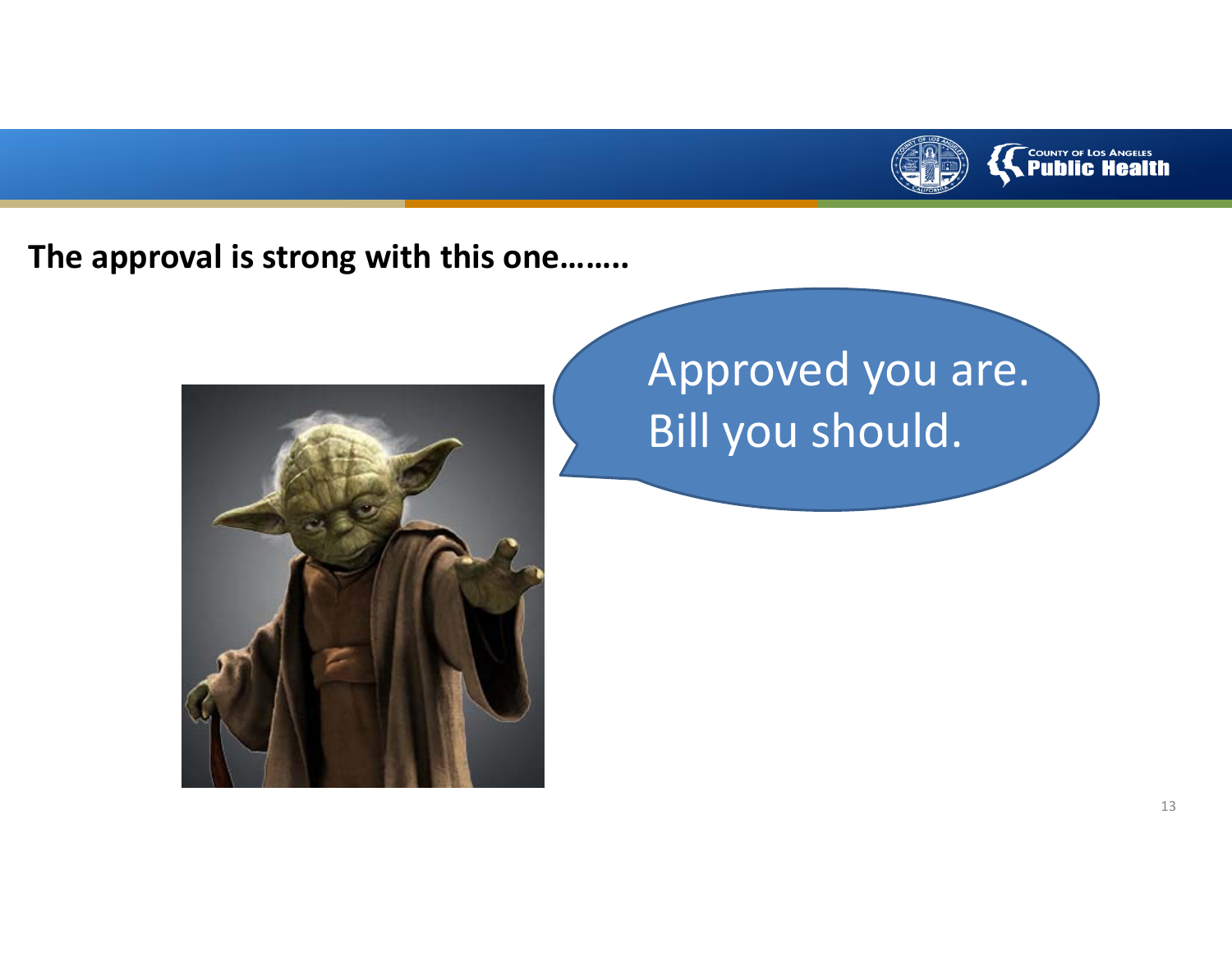**The approval is strong with this one……..**

Approved you are.
Bill you should.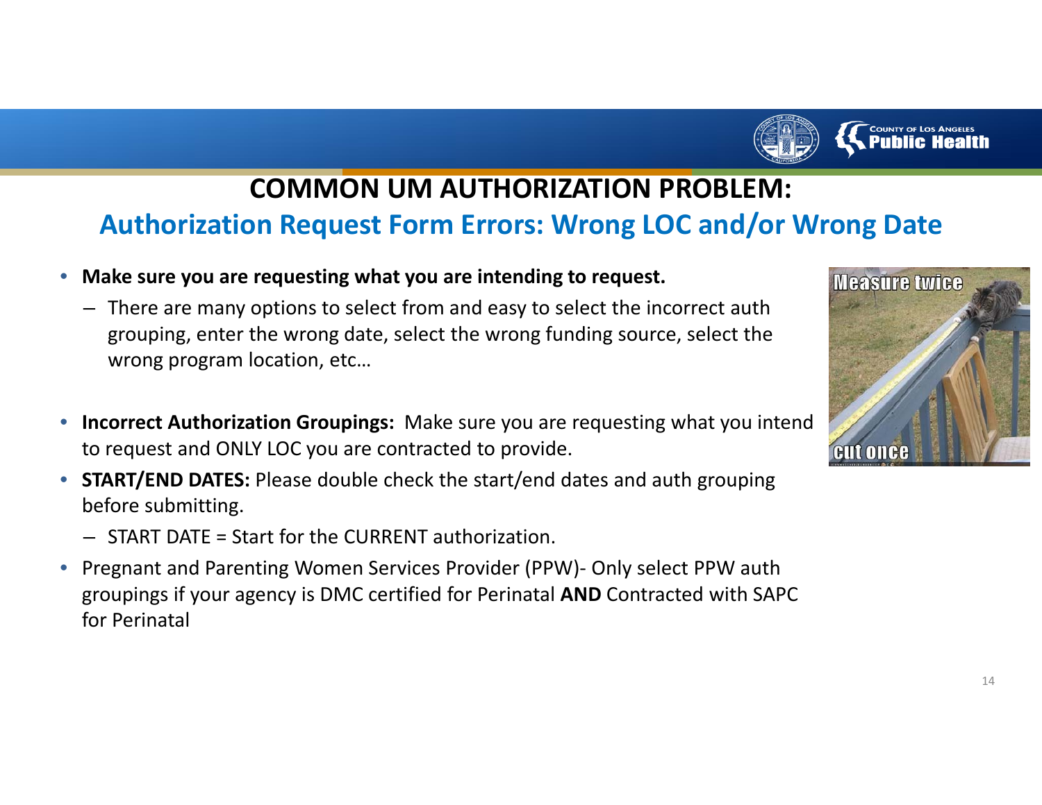# COMMON UM AUTHORIZATION PROBLEM:

## Authorization Request Form Errors: Wrong LOC and/or Wrong Date

- **Make sure you are requesting what you are intending to request.**
  - There are many options to select from and easy to select the incorrect auth grouping, enter the wrong date, select the wrong funding source, select the wrong program location, etc…
- **Incorrect Authorization Groupings:** Make sure you are requesting what you intend to request and ONLY LOC you are contracted to provide.
- **START/END DATES:** Please double check the start/end dates and auth grouping before submitting.
  - START DATE = Start for the CURRENT authorization.
- Pregnant and Parenting Women Services Provider (PPW)- Only select PPW auth groupings if your agency is DMC certified for Perinatal **AND** Contracted with SAPC for Perinatal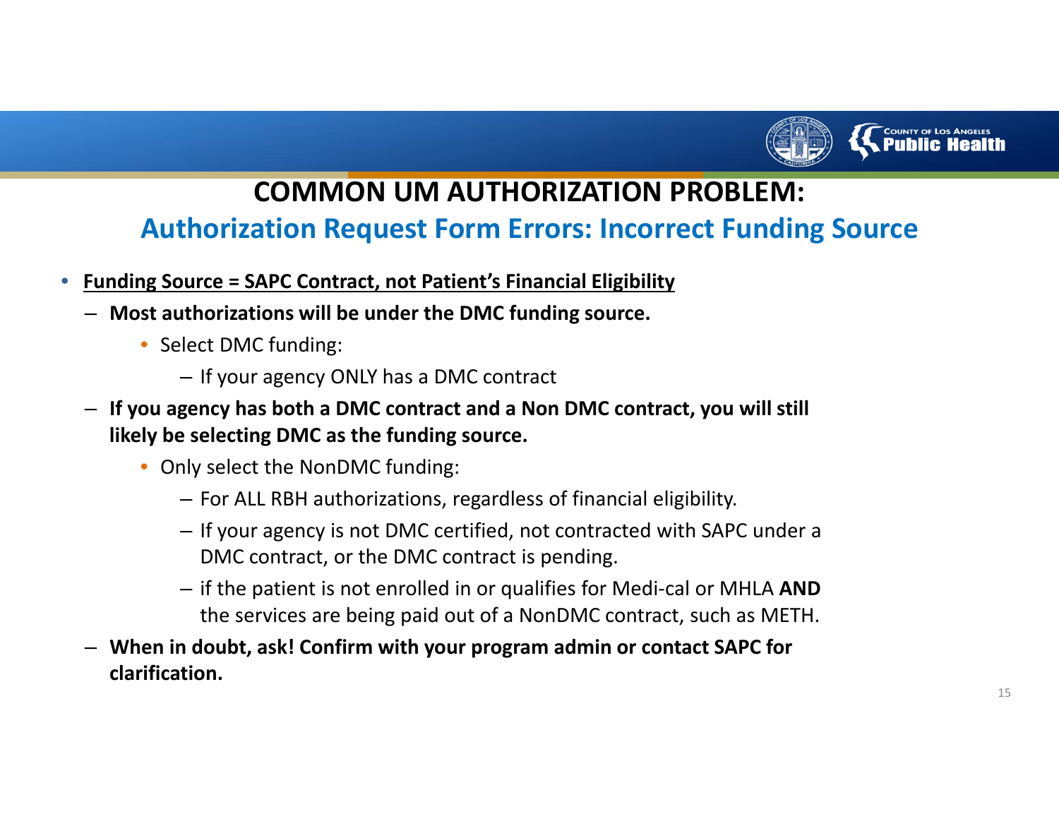# COMMON UM AUTHORIZATION PROBLEM:

## Authorization Request Form Errors: Incorrect Funding Source

- **Funding Source = SAPC Contract, not Patient's Financial Eligibility**
  - **Most authorizations will be under the DMC funding source.**
    - Select DMC funding:
      - If your agency ONLY has a DMC contract
  - **If you agency has both a DMC contract and a Non DMC contract, you will still likely be selecting DMC as the funding source.**
    - Only select the NonDMC funding:
      - For ALL RBH authorizations, regardless of financial eligibility.
      - If your agency is not DMC certified, not contracted with SAPC under a DMC contract, or the DMC contract is pending.
      - if the patient is not enrolled in or qualifies for Medi-cal or MHLA **AND** the services are being paid out of a NonDMC contract, such as METH.
  - **When in doubt, ask! Confirm with your program admin or contact SAPC for clarification.**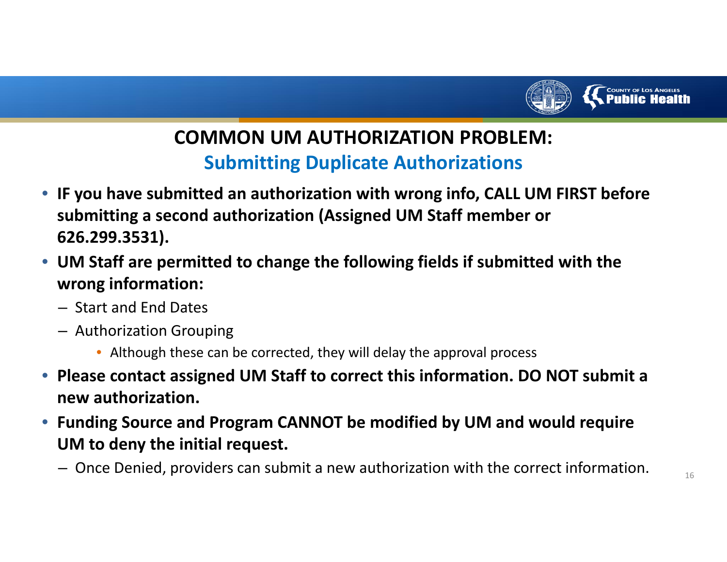# COMMON UM AUTHORIZATION PROBLEM:

## Submitting Duplicate Authorizations

- **IF you have submitted an authorization with wrong info, CALL UM FIRST before submitting a second authorization (Assigned UM Staff member or 626.299.3531).**
- **UM Staff are permitted to change the following fields if submitted with the wrong information:**
  - Start and End Dates
  - Authorization Grouping
    - Although these can be corrected, they will delay the approval process
- **Please contact assigned UM Staff to correct this information. DO NOT submit a new authorization.**
- **Funding Source and Program CANNOT be modified by UM and would require UM to deny the initial request.**
  - Once Denied, providers can submit a new authorization with the correct information.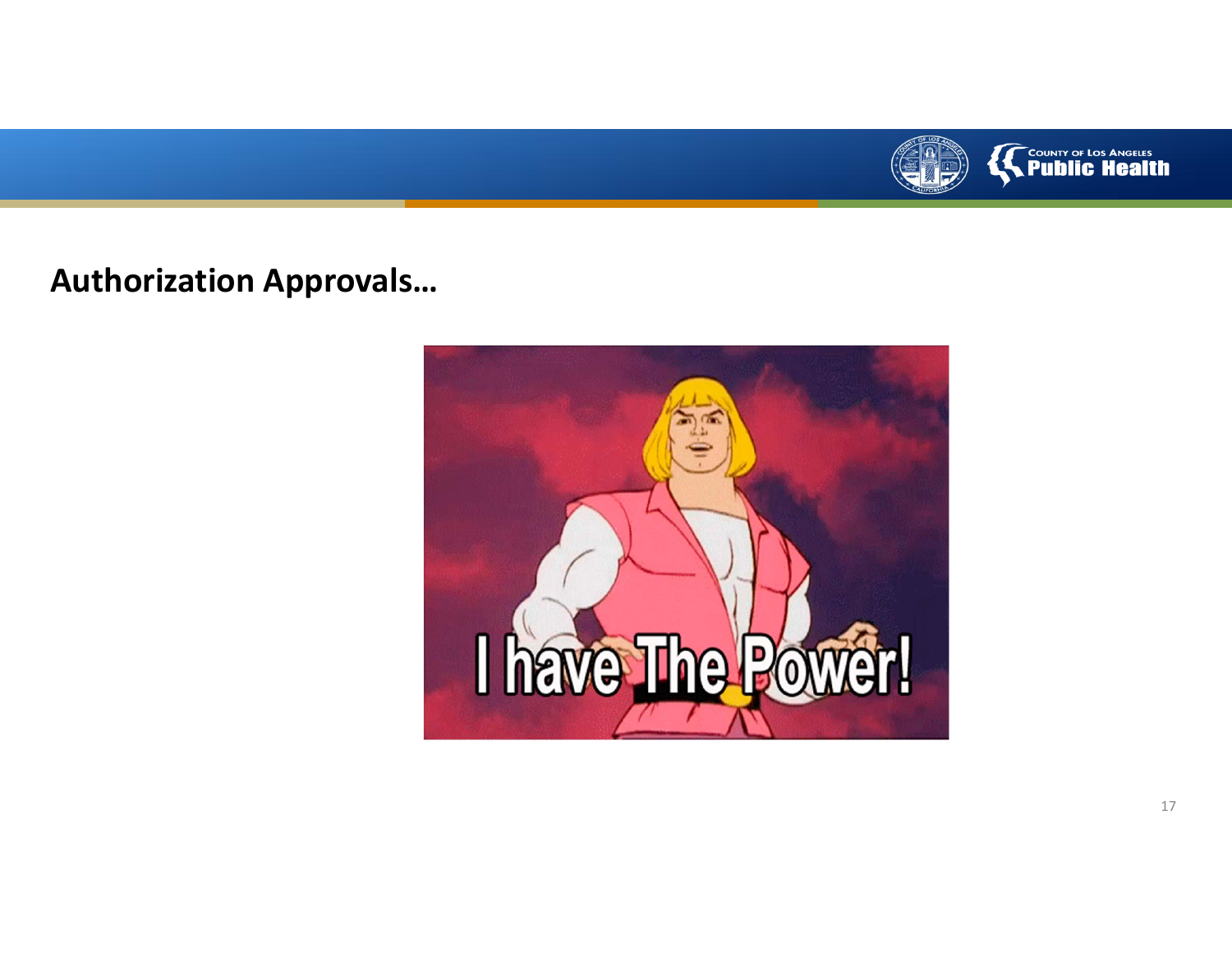**Authorization Approvals…**

I have The Power!